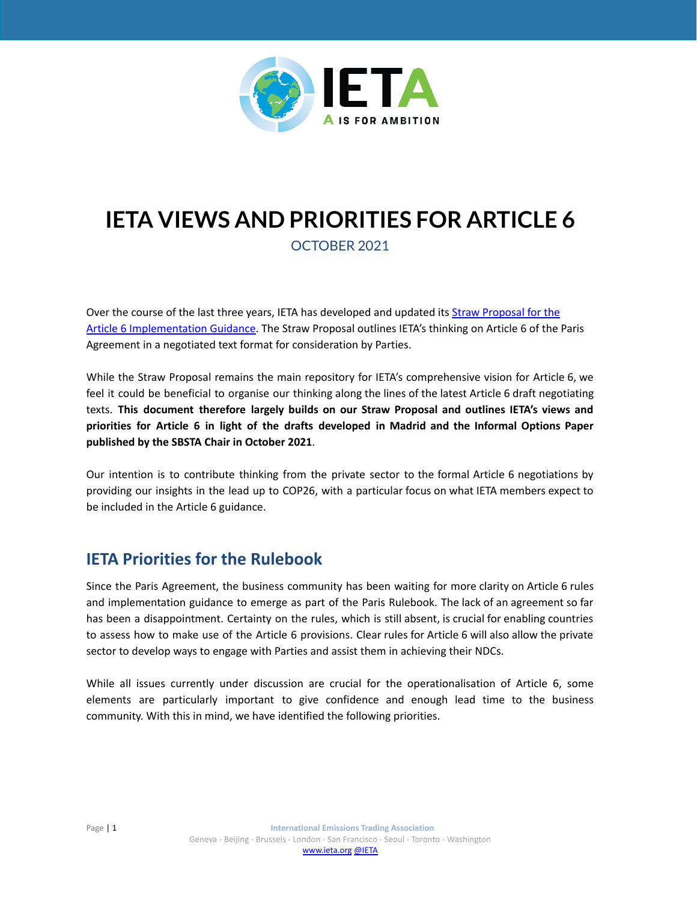# IETA VIEWS AND PRIORITIES FOR ARTICLE 6

OCTOBER 2021

Over the course of the last three years, IETA has developed and updated its Straw Proposal for the Article 6 Implementation Guidance. The Straw Proposal outlines IETA's thinking on Article 6 of the Paris Agreement in a negotiated text format for consideration by Parties.

While the Straw Proposal remains the main repository for IETA's comprehensive vision for Article 6, we feel it could be beneficial to organise our thinking along the lines of the latest Article 6 draft negotiating texts. **This document therefore largely builds on our Straw Proposal and outlines IETA's views and priorities for Article 6 in light of the drafts developed in Madrid and the Informal Options Paper published by the SBSTA Chair in October 2021**.

Our intention is to contribute thinking from the private sector to the formal Article 6 negotiations by providing our insights in the lead up to COP26, with a particular focus on what IETA members expect to be included in the Article 6 guidance.

## IETA Priorities for the Rulebook

Since the Paris Agreement, the business community has been waiting for more clarity on Article 6 rules and implementation guidance to emerge as part of the Paris Rulebook. The lack of an agreement so far has been a disappointment. Certainty on the rules, which is still absent, is crucial for enabling countries to assess how to make use of the Article 6 provisions. Clear rules for Article 6 will also allow the private sector to develop ways to engage with Parties and assist them in achieving their NDCs.

While all issues currently under discussion are crucial for the operationalisation of Article 6, some elements are particularly important to give confidence and enough lead time to the business community. With this in mind, we have identified the following priorities.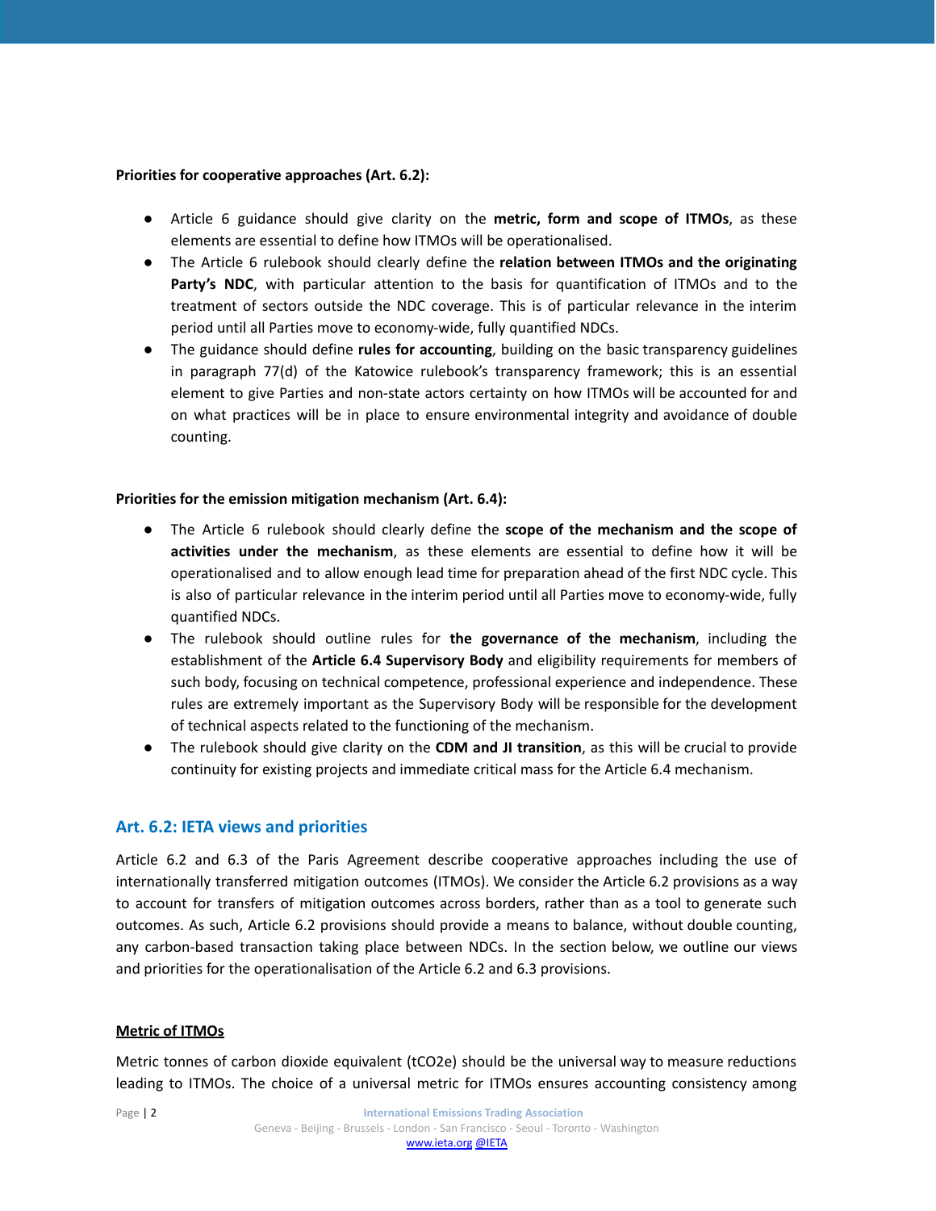**Priorities for cooperative approaches (Art. 6.2):**

- Article 6 guidance should give clarity on the **metric, form and scope of ITMOs**, as these elements are essential to define how ITMOs will be operationalised.
- The Article 6 rulebook should clearly define the **relation between ITMOs and the originating Party's NDC**, with particular attention to the basis for quantification of ITMOs and to the treatment of sectors outside the NDC coverage. This is of particular relevance in the interim period until all Parties move to economy-wide, fully quantified NDCs.
- The guidance should define **rules for accounting**, building on the basic transparency guidelines in paragraph 77(d) of the Katowice rulebook's transparency framework; this is an essential element to give Parties and non-state actors certainty on how ITMOs will be accounted for and on what practices will be in place to ensure environmental integrity and avoidance of double counting.

**Priorities for the emission mitigation mechanism (Art. 6.4):**

- The Article 6 rulebook should clearly define the **scope of the mechanism and the scope of activities under the mechanism**, as these elements are essential to define how it will be operationalised and to allow enough lead time for preparation ahead of the first NDC cycle. This is also of particular relevance in the interim period until all Parties move to economy-wide, fully quantified NDCs.
- The rulebook should outline rules for **the governance of the mechanism**, including the establishment of the **Article 6.4 Supervisory Body** and eligibility requirements for members of such body, focusing on technical competence, professional experience and independence. These rules are extremely important as the Supervisory Body will be responsible for the development of technical aspects related to the functioning of the mechanism.
- The rulebook should give clarity on the **CDM and JI transition**, as this will be crucial to provide continuity for existing projects and immediate critical mass for the Article 6.4 mechanism.

## Art. 6.2: IETA views and priorities

Article 6.2 and 6.3 of the Paris Agreement describe cooperative approaches including the use of internationally transferred mitigation outcomes (ITMOs). We consider the Article 6.2 provisions as a way to account for transfers of mitigation outcomes across borders, rather than as a tool to generate such outcomes. As such, Article 6.2 provisions should provide a means to balance, without double counting, any carbon-based transaction taking place between NDCs. In the section below, we outline our views and priorities for the operationalisation of the Article 6.2 and 6.3 provisions.

### Metric of ITMOs

Metric tonnes of carbon dioxide equivalent ($tCO_2e$) should be the universal way to measure reductions leading to ITMOs. The choice of a universal metric for ITMOs ensures accounting consistency among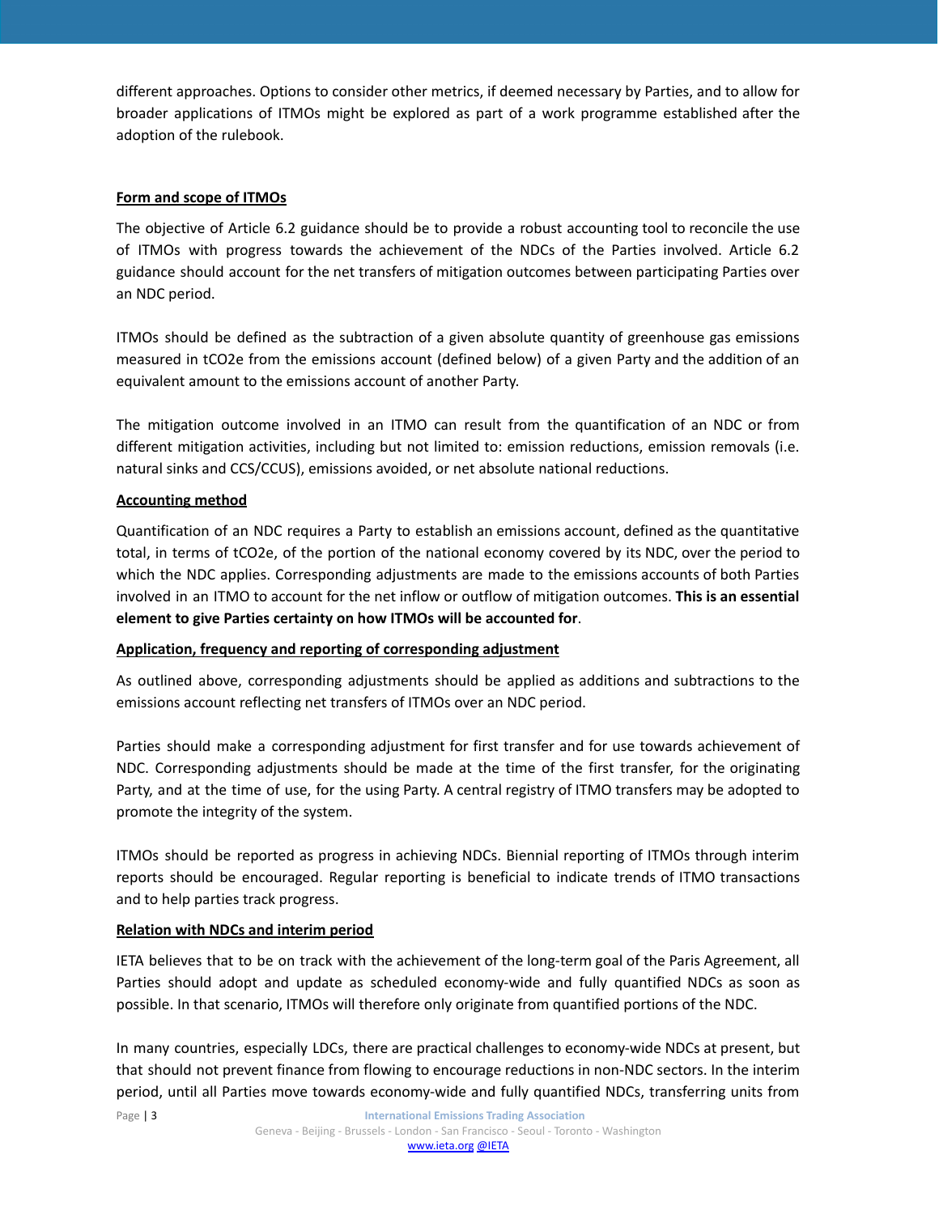different approaches. Options to consider other metrics, if deemed necessary by Parties, and to allow for broader applications of ITMOs might be explored as part of a work programme established after the adoption of the rulebook.

**Form and scope of ITMOs**

The objective of Article 6.2 guidance should be to provide a robust accounting tool to reconcile the use of ITMOs with progress towards the achievement of the NDCs of the Parties involved. Article 6.2 guidance should account for the net transfers of mitigation outcomes between participating Parties over an NDC period.

ITMOs should be defined as the subtraction of a given absolute quantity of greenhouse gas emissions measured in tCO2e from the emissions account (defined below) of a given Party and the addition of an equivalent amount to the emissions account of another Party.

The mitigation outcome involved in an ITMO can result from the quantification of an NDC or from different mitigation activities, including but not limited to: emission reductions, emission removals (i.e. natural sinks and CCS/CCUS), emissions avoided, or net absolute national reductions.

**Accounting method**

Quantification of an NDC requires a Party to establish an emissions account, defined as the quantitative total, in terms of tCO2e, of the portion of the national economy covered by its NDC, over the period to which the NDC applies. Corresponding adjustments are made to the emissions accounts of both Parties involved in an ITMO to account for the net inflow or outflow of mitigation outcomes. **This is an essential element to give Parties certainty on how ITMOs will be accounted for**.

**Application, frequency and reporting of corresponding adjustment**

As outlined above, corresponding adjustments should be applied as additions and subtractions to the emissions account reflecting net transfers of ITMOs over an NDC period.

Parties should make a corresponding adjustment for first transfer and for use towards achievement of NDC. Corresponding adjustments should be made at the time of the first transfer, for the originating Party, and at the time of use, for the using Party. A central registry of ITMO transfers may be adopted to promote the integrity of the system.

ITMOs should be reported as progress in achieving NDCs. Biennial reporting of ITMOs through interim reports should be encouraged. Regular reporting is beneficial to indicate trends of ITMO transactions and to help parties track progress.

**Relation with NDCs and interim period**

IETA believes that to be on track with the achievement of the long-term goal of the Paris Agreement, all Parties should adopt and update as scheduled economy-wide and fully quantified NDCs as soon as possible. In that scenario, ITMOs will therefore only originate from quantified portions of the NDC.

In many countries, especially LDCs, there are practical challenges to economy-wide NDCs at present, but that should not prevent finance from flowing to encourage reductions in non-NDC sectors. In the interim period, until all Parties move towards economy-wide and fully quantified NDCs, transferring units from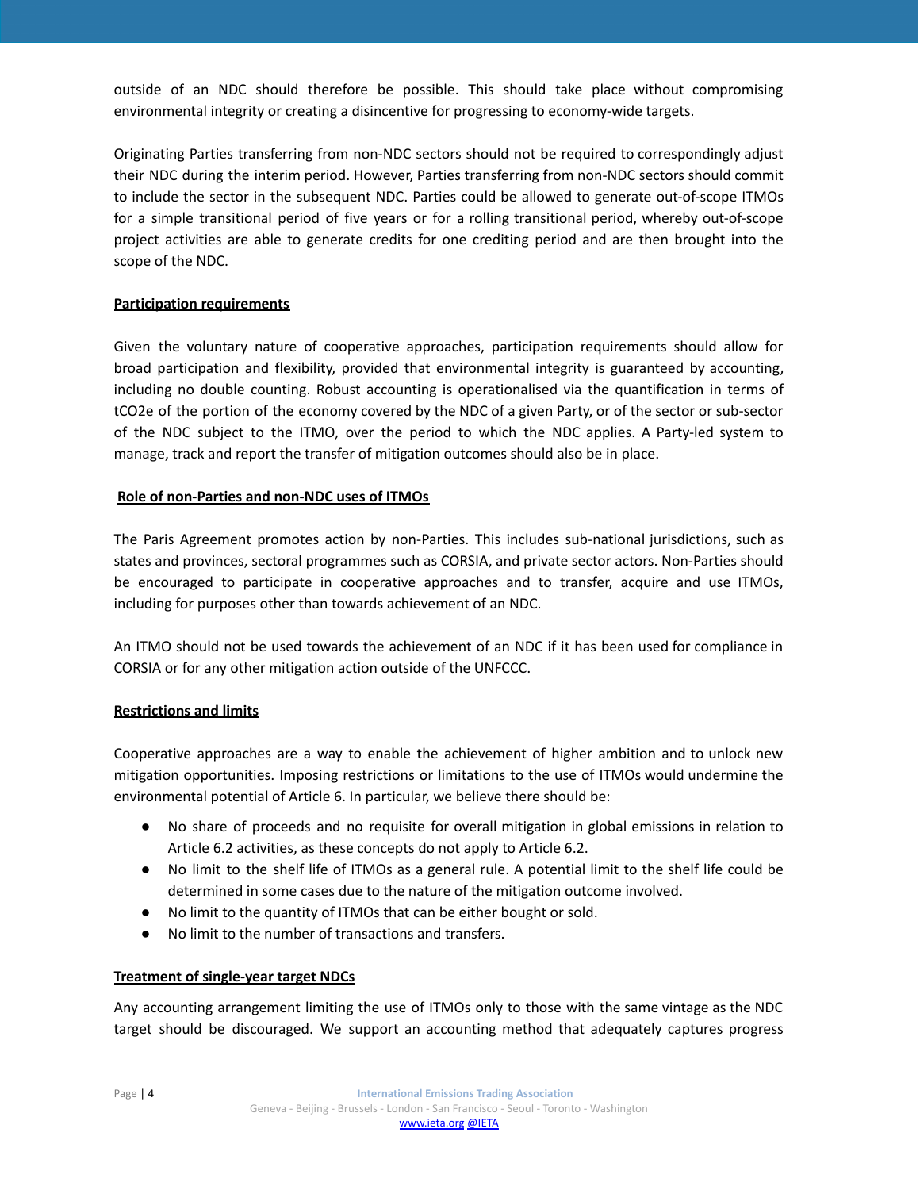outside of an NDC should therefore be possible. This should take place without compromising environmental integrity or creating a disincentive for progressing to economy-wide targets.

Originating Parties transferring from non-NDC sectors should not be required to correspondingly adjust their NDC during the interim period. However, Parties transferring from non-NDC sectors should commit to include the sector in the subsequent NDC. Parties could be allowed to generate out-of-scope ITMOs for a simple transitional period of five years or for a rolling transitional period, whereby out-of-scope project activities are able to generate credits for one crediting period and are then brought into the scope of the NDC.

**Participation requirements**

Given the voluntary nature of cooperative approaches, participation requirements should allow for broad participation and flexibility, provided that environmental integrity is guaranteed by accounting, including no double counting. Robust accounting is operationalised via the quantification in terms of $tCO_2e$ of the portion of the economy covered by the NDC of a given Party, or of the sector or sub-sector of the NDC subject to the ITMO, over the period to which the NDC applies. A Party-led system to manage, track and report the transfer of mitigation outcomes should also be in place.

**Role of non-Parties and non-NDC uses of ITMOs**

The Paris Agreement promotes action by non-Parties. This includes sub-national jurisdictions, such as states and provinces, sectoral programmes such as CORSIA, and private sector actors. Non-Parties should be encouraged to participate in cooperative approaches and to transfer, acquire and use ITMOs, including for purposes other than towards achievement of an NDC.

An ITMO should not be used towards the achievement of an NDC if it has been used for compliance in CORSIA or for any other mitigation action outside of the UNFCCC.

**Restrictions and limits**

Cooperative approaches are a way to enable the achievement of higher ambition and to unlock new mitigation opportunities. Imposing restrictions or limitations to the use of ITMOs would undermine the environmental potential of Article 6. In particular, we believe there should be:

- No share of proceeds and no requisite for overall mitigation in global emissions in relation to Article 6.2 activities, as these concepts do not apply to Article 6.2.
- No limit to the shelf life of ITMOs as a general rule. A potential limit to the shelf life could be determined in some cases due to the nature of the mitigation outcome involved.
- No limit to the quantity of ITMOs that can be either bought or sold.
- No limit to the number of transactions and transfers.

**Treatment of single-year target NDCs**

Any accounting arrangement limiting the use of ITMOs only to those with the same vintage as the NDC target should be discouraged. We support an accounting method that adequately captures progress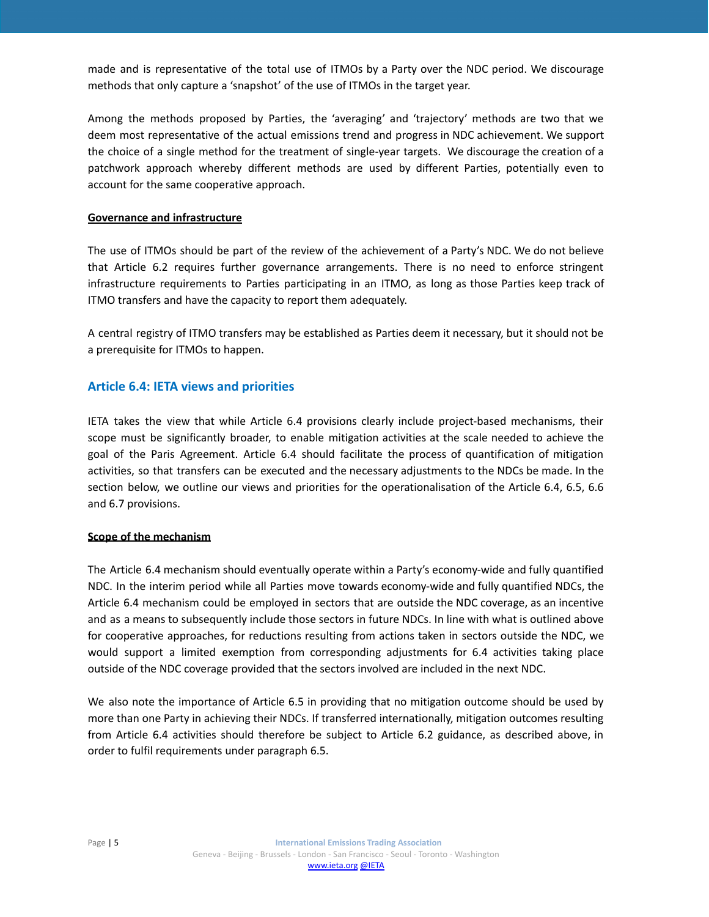made and is representative of the total use of ITMOs by a Party over the NDC period. We discourage methods that only capture a 'snapshot' of the use of ITMOs in the target year.

Among the methods proposed by Parties, the 'averaging' and 'trajectory' methods are two that we deem most representative of the actual emissions trend and progress in NDC achievement. We support the choice of a single method for the treatment of single-year targets. We discourage the creation of a patchwork approach whereby different methods are used by different Parties, potentially even to account for the same cooperative approach.

**Governance and infrastructure**

The use of ITMOs should be part of the review of the achievement of a Party's NDC. We do not believe that Article 6.2 requires further governance arrangements. There is no need to enforce stringent infrastructure requirements to Parties participating in an ITMO, as long as those Parties keep track of ITMO transfers and have the capacity to report them adequately.

A central registry of ITMO transfers may be established as Parties deem it necessary, but it should not be a prerequisite for ITMOs to happen.

## Article 6.4: IETA views and priorities

IETA takes the view that while Article 6.4 provisions clearly include project-based mechanisms, their scope must be significantly broader, to enable mitigation activities at the scale needed to achieve the goal of the Paris Agreement. Article 6.4 should facilitate the process of quantification of mitigation activities, so that transfers can be executed and the necessary adjustments to the NDCs be made. In the section below, we outline our views and priorities for the operationalisation of the Article 6.4, 6.5, 6.6 and 6.7 provisions.

**Scope of the mechanism**

The Article 6.4 mechanism should eventually operate within a Party's economy-wide and fully quantified NDC. In the interim period while all Parties move towards economy-wide and fully quantified NDCs, the Article 6.4 mechanism could be employed in sectors that are outside the NDC coverage, as an incentive and as a means to subsequently include those sectors in future NDCs. In line with what is outlined above for cooperative approaches, for reductions resulting from actions taken in sectors outside the NDC, we would support a limited exemption from corresponding adjustments for 6.4 activities taking place outside of the NDC coverage provided that the sectors involved are included in the next NDC.

We also note the importance of Article 6.5 in providing that no mitigation outcome should be used by more than one Party in achieving their NDCs. If transferred internationally, mitigation outcomes resulting from Article 6.4 activities should therefore be subject to Article 6.2 guidance, as described above, in order to fulfil requirements under paragraph 6.5.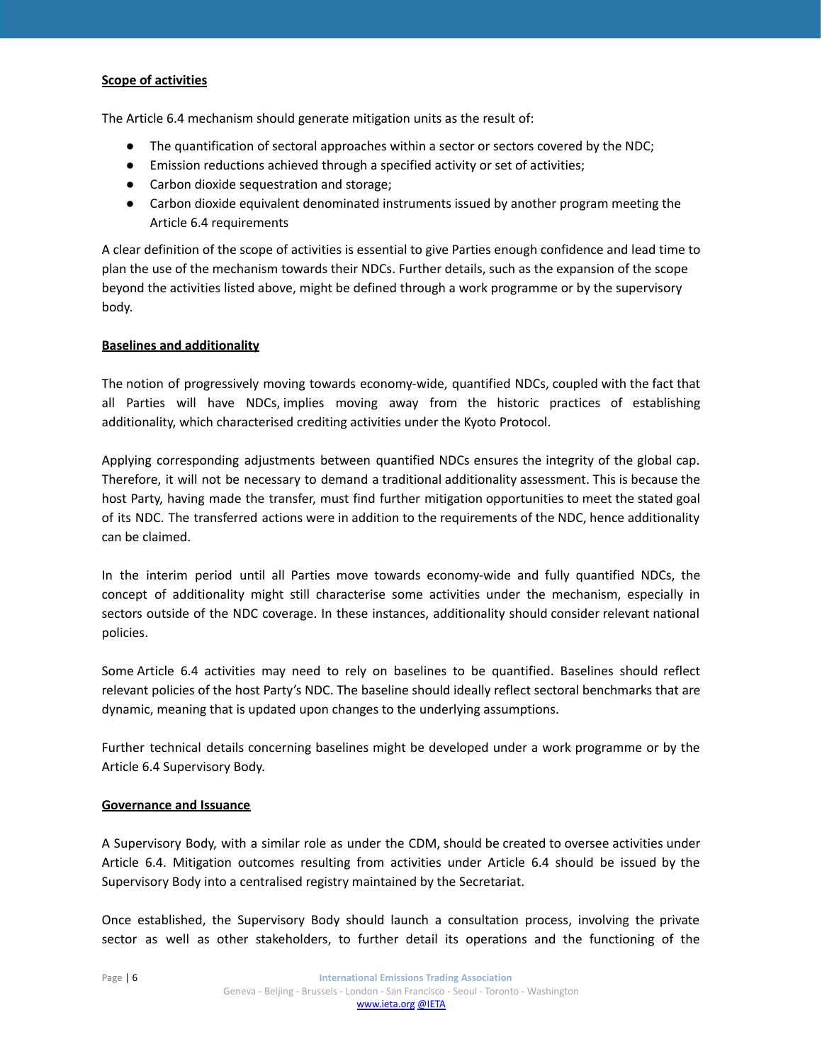**Scope of activities**

The Article 6.4 mechanism should generate mitigation units as the result of:

- The quantification of sectoral approaches within a sector or sectors covered by the NDC;
- Emission reductions achieved through a specified activity or set of activities;
- Carbon dioxide sequestration and storage;
- Carbon dioxide equivalent denominated instruments issued by another program meeting the Article 6.4 requirements

A clear definition of the scope of activities is essential to give Parties enough confidence and lead time to plan the use of the mechanism towards their NDCs. Further details, such as the expansion of the scope beyond the activities listed above, might be defined through a work programme or by the supervisory body.

**Baselines and additionality**

The notion of progressively moving towards economy-wide, quantified NDCs, coupled with the fact that all Parties will have NDCs, implies moving away from the historic practices of establishing additionality, which characterised crediting activities under the Kyoto Protocol.

Applying corresponding adjustments between quantified NDCs ensures the integrity of the global cap. Therefore, it will not be necessary to demand a traditional additionality assessment. This is because the host Party, having made the transfer, must find further mitigation opportunities to meet the stated goal of its NDC. The transferred actions were in addition to the requirements of the NDC, hence additionality can be claimed.

In the interim period until all Parties move towards economy-wide and fully quantified NDCs, the concept of additionality might still characterise some activities under the mechanism, especially in sectors outside of the NDC coverage. In these instances, additionality should consider relevant national policies.

Some Article 6.4 activities may need to rely on baselines to be quantified. Baselines should reflect relevant policies of the host Party's NDC. The baseline should ideally reflect sectoral benchmarks that are dynamic, meaning that is updated upon changes to the underlying assumptions.

Further technical details concerning baselines might be developed under a work programme or by the Article 6.4 Supervisory Body.

**Governance and Issuance**

A Supervisory Body, with a similar role as under the CDM, should be created to oversee activities under Article 6.4. Mitigation outcomes resulting from activities under Article 6.4 should be issued by the Supervisory Body into a centralised registry maintained by the Secretariat.

Once established, the Supervisory Body should launch a consultation process, involving the private sector as well as other stakeholders, to further detail its operations and the functioning of the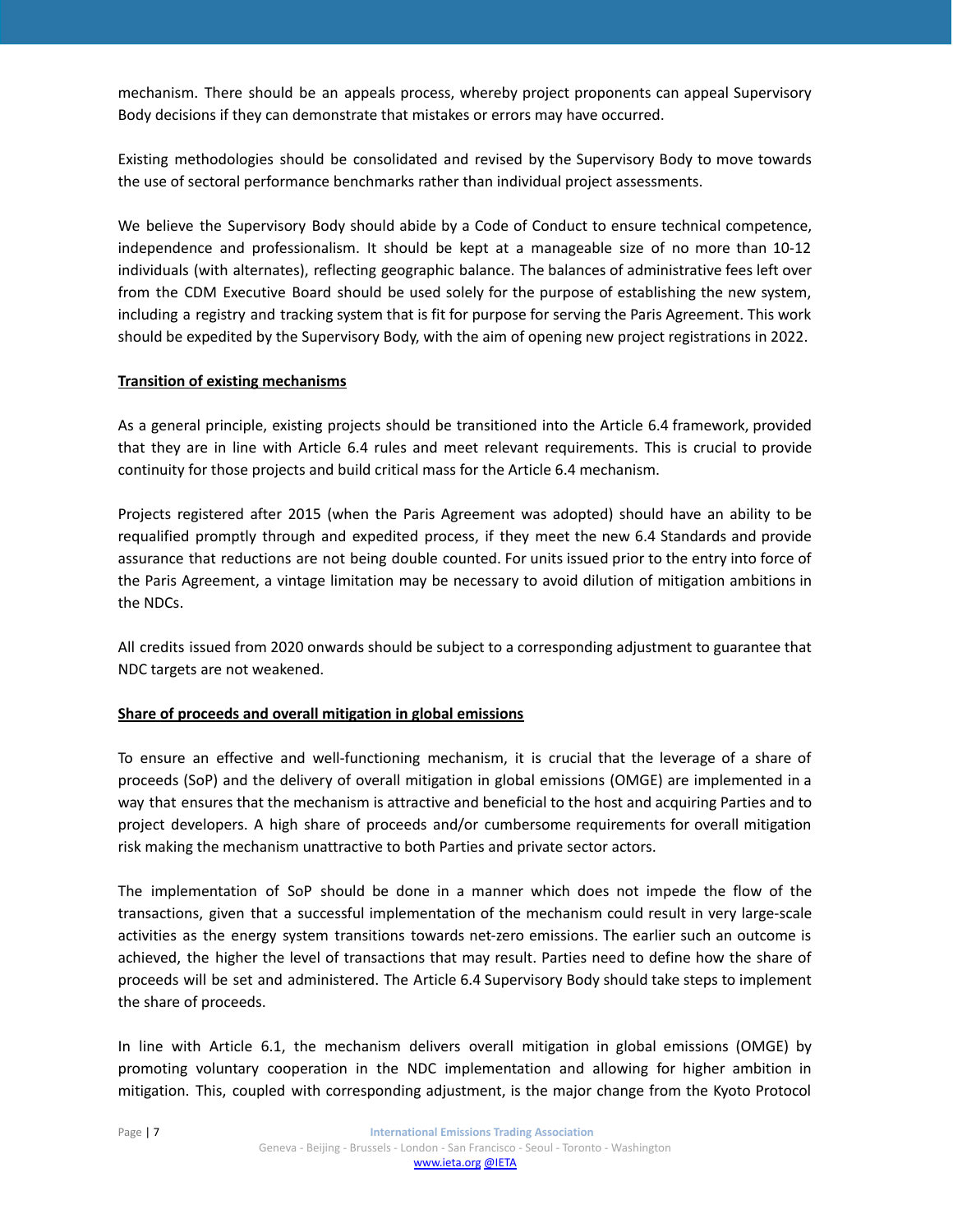mechanism. There should be an appeals process, whereby project proponents can appeal Supervisory Body decisions if they can demonstrate that mistakes or errors may have occurred.

Existing methodologies should be consolidated and revised by the Supervisory Body to move towards the use of sectoral performance benchmarks rather than individual project assessments.

We believe the Supervisory Body should abide by a Code of Conduct to ensure technical competence, independence and professionalism. It should be kept at a manageable size of no more than 10-12 individuals (with alternates), reflecting geographic balance. The balances of administrative fees left over from the CDM Executive Board should be used solely for the purpose of establishing the new system, including a registry and tracking system that is fit for purpose for serving the Paris Agreement. This work should be expedited by the Supervisory Body, with the aim of opening new project registrations in 2022.

**Transition of existing mechanisms**

As a general principle, existing projects should be transitioned into the Article 6.4 framework, provided that they are in line with Article 6.4 rules and meet relevant requirements. This is crucial to provide continuity for those projects and build critical mass for the Article 6.4 mechanism.

Projects registered after 2015 (when the Paris Agreement was adopted) should have an ability to be requalified promptly through and expedited process, if they meet the new 6.4 Standards and provide assurance that reductions are not being double counted. For units issued prior to the entry into force of the Paris Agreement, a vintage limitation may be necessary to avoid dilution of mitigation ambitions in the NDCs.

All credits issued from 2020 onwards should be subject to a corresponding adjustment to guarantee that NDC targets are not weakened.

**Share of proceeds and overall mitigation in global emissions**

To ensure an effective and well-functioning mechanism, it is crucial that the leverage of a share of proceeds (SoP) and the delivery of overall mitigation in global emissions (OMGE) are implemented in a way that ensures that the mechanism is attractive and beneficial to the host and acquiring Parties and to project developers. A high share of proceeds and/or cumbersome requirements for overall mitigation risk making the mechanism unattractive to both Parties and private sector actors.

The implementation of SoP should be done in a manner which does not impede the flow of the transactions, given that a successful implementation of the mechanism could result in very large-scale activities as the energy system transitions towards net-zero emissions. The earlier such an outcome is achieved, the higher the level of transactions that may result. Parties need to define how the share of proceeds will be set and administered. The Article 6.4 Supervisory Body should take steps to implement the share of proceeds.

In line with Article 6.1, the mechanism delivers overall mitigation in global emissions (OMGE) by promoting voluntary cooperation in the NDC implementation and allowing for higher ambition in mitigation. This, coupled with corresponding adjustment, is the major change from the Kyoto Protocol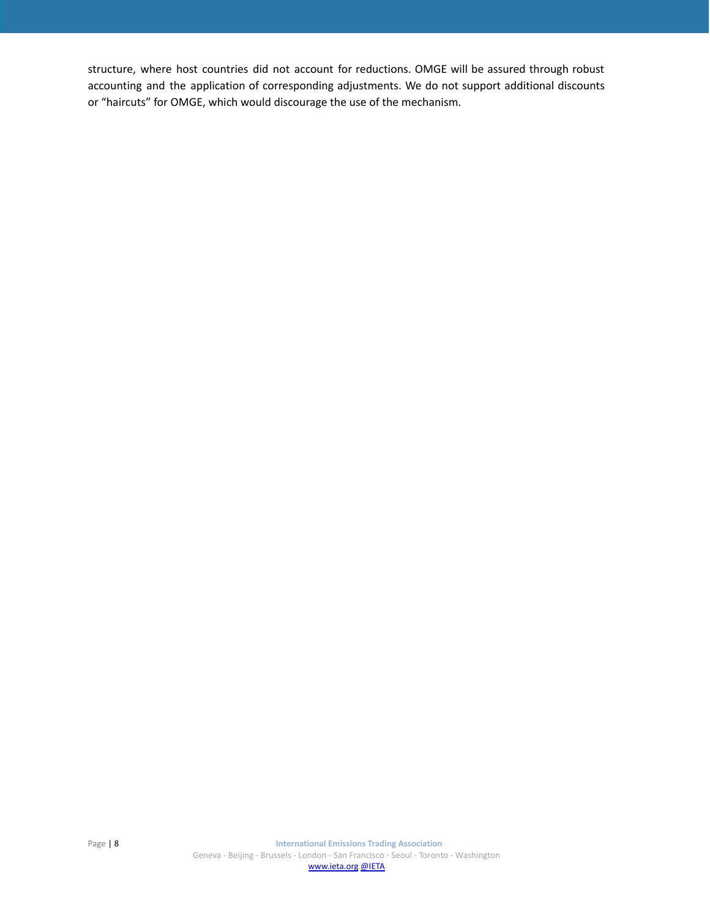structure, where host countries did not account for reductions. OMGE will be assured through robust accounting and the application of corresponding adjustments. We do not support additional discounts or "haircuts" for OMGE, which would discourage the use of the mechanism.